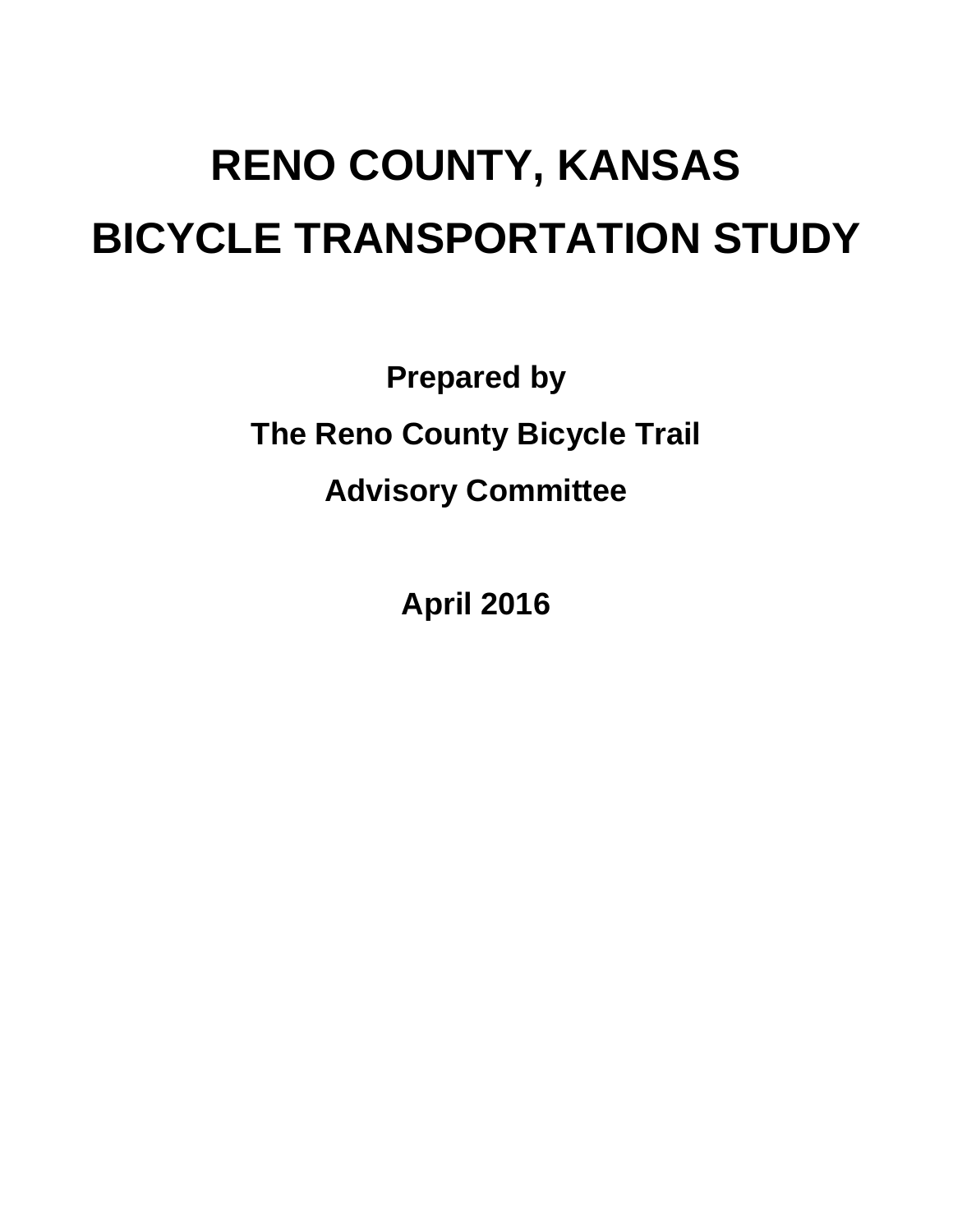# RENO COUNTY, KANSAS
# BICYCLE TRANSPORTATION STUDY

**Prepared by**

**The Reno County Bicycle Trail**

**Advisory Committee**

**April 2016**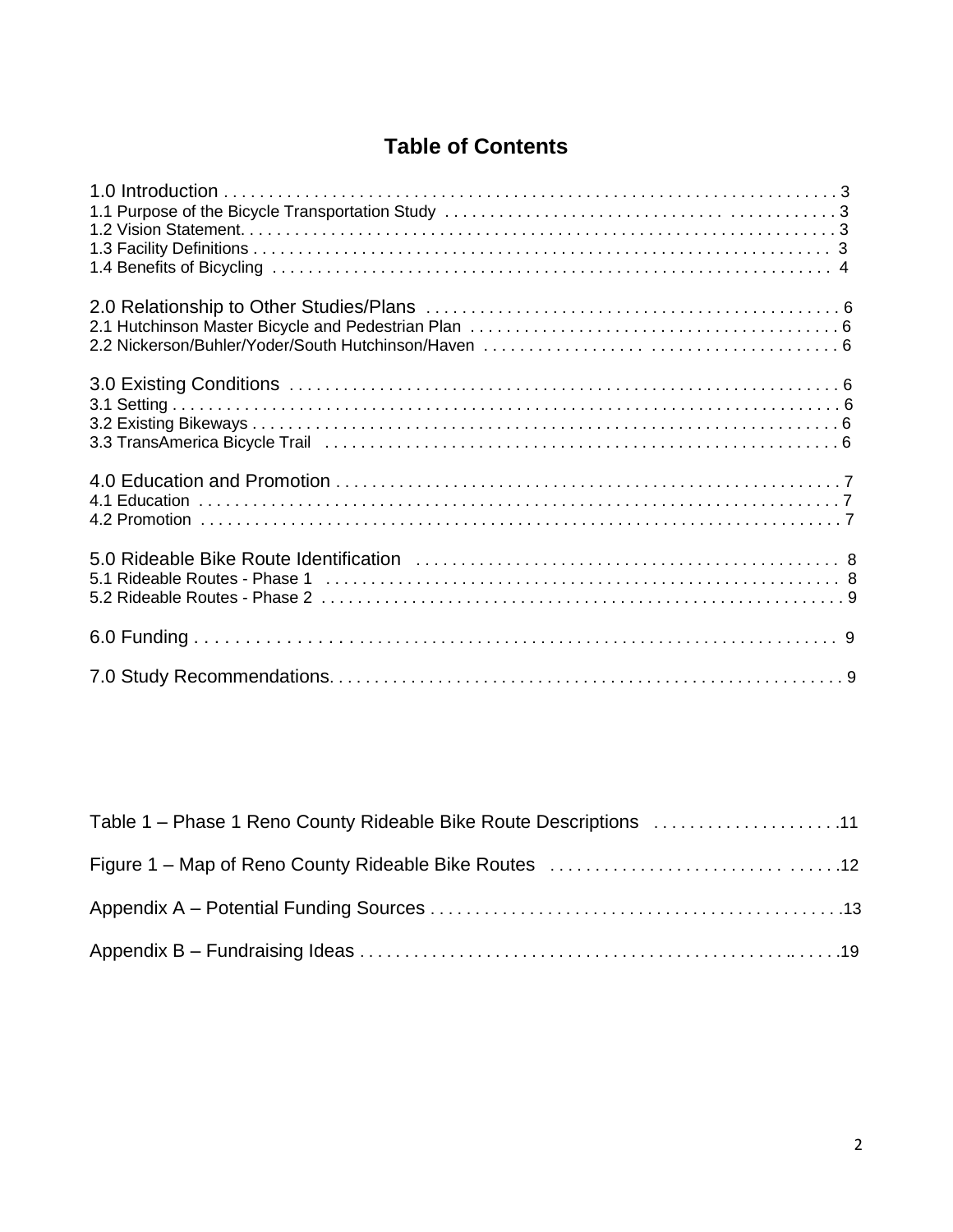# Table of Contents

1.0 Introduction . . . . . . . . . . . . . . . . . . . . . . . . . . . . . . . . . . . . . . . . . . . . . . . . . . . . . . . . . . . . . . . . . . 3
1.1 Purpose of the Bicycle Transportation Study . . . . . . . . . . . . . . . . . . . . . . . . . . . . . . . . . . . . . . . . . . . 3
1.2 Vision Statement. . . . . . . . . . . . . . . . . . . . . . . . . . . . . . . . . . . . . . . . . . . . . . . . . . . . . . . . . . . . . . . 3
1.3 Facility Definitions . . . . . . . . . . . . . . . . . . . . . . . . . . . . . . . . . . . . . . . . . . . . . . . . . . . . . . . . . . . . . 3
1.4 Benefits of Bicycling . . . . . . . . . . . . . . . . . . . . . . . . . . . . . . . . . . . . . . . . . . . . . . . . . . . . . . . . . . . . 4

2.0 Relationship to Other Studies/Plans . . . . . . . . . . . . . . . . . . . . . . . . . . . . . . . . . . . . . . . . . . . . . 6
2.1 Hutchinson Master Bicycle and Pedestrian Plan . . . . . . . . . . . . . . . . . . . . . . . . . . . . . . . . . . . . . . . . 6
2.2 Nickerson/Buhler/Yoder/South Hutchinson/Haven . . . . . . . . . . . . . . . . . . . . . . . . . . . . . . . . . . . . . . 6

3.0 Existing Conditions . . . . . . . . . . . . . . . . . . . . . . . . . . . . . . . . . . . . . . . . . . . . . . . . . . . . . . . . . . . 6
3.1 Setting . . . . . . . . . . . . . . . . . . . . . . . . . . . . . . . . . . . . . . . . . . . . . . . . . . . . . . . . . . . . . . . . . . . . . . . 6
3.2 Existing Bikeways . . . . . . . . . . . . . . . . . . . . . . . . . . . . . . . . . . . . . . . . . . . . . . . . . . . . . . . . . . . . . . 6
3.3 TransAmerica Bicycle Trail . . . . . . . . . . . . . . . . . . . . . . . . . . . . . . . . . . . . . . . . . . . . . . . . . . . . . . . 6

4.0 Education and Promotion . . . . . . . . . . . . . . . . . . . . . . . . . . . . . . . . . . . . . . . . . . . . . . . . . . . . . . 7
4.1 Education . . . . . . . . . . . . . . . . . . . . . . . . . . . . . . . . . . . . . . . . . . . . . . . . . . . . . . . . . . . . . . . . . . . . 7
4.2 Promotion . . . . . . . . . . . . . . . . . . . . . . . . . . . . . . . . . . . . . . . . . . . . . . . . . . . . . . . . . . . . . . . . . . . . 7

5.0 Rideable Bike Route Identification . . . . . . . . . . . . . . . . . . . . . . . . . . . . . . . . . . . . . . . . . . . . . . 8
5.1 Rideable Routes - Phase 1 . . . . . . . . . . . . . . . . . . . . . . . . . . . . . . . . . . . . . . . . . . . . . . . . . . . . . . . 8
5.2 Rideable Routes - Phase 2 . . . . . . . . . . . . . . . . . . . . . . . . . . . . . . . . . . . . . . . . . . . . . . . . . . . . . . . 9

6.0 Funding . . . . . . . . . . . . . . . . . . . . . . . . . . . . . . . . . . . . . . . . . . . . . . . . . . . . . . . . . . . . . . . . . . . 9

7.0 Study Recommendations. . . . . . . . . . . . . . . . . . . . . . . . . . . . . . . . . . . . . . . . . . . . . . . . . . . . . . . 9

Table 1 – Phase 1 Reno County Rideable Bike Route Descriptions . . . . . . . . . . . . . . . . . . . . .11

Figure 1 – Map of Reno County Rideable Bike Routes . . . . . . . . . . . . . . . . . . . . . . . . . . . . . . . .12

Appendix A – Potential Funding Sources . . . . . . . . . . . . . . . . . . . . . . . . . . . . . . . . . . . . . . . . . . . . .13

Appendix B – Fundraising Ideas . . . . . . . . . . . . . . . . . . . . . . . . . . . . . . . . . . . . . . . . . . . . . . . . . . .19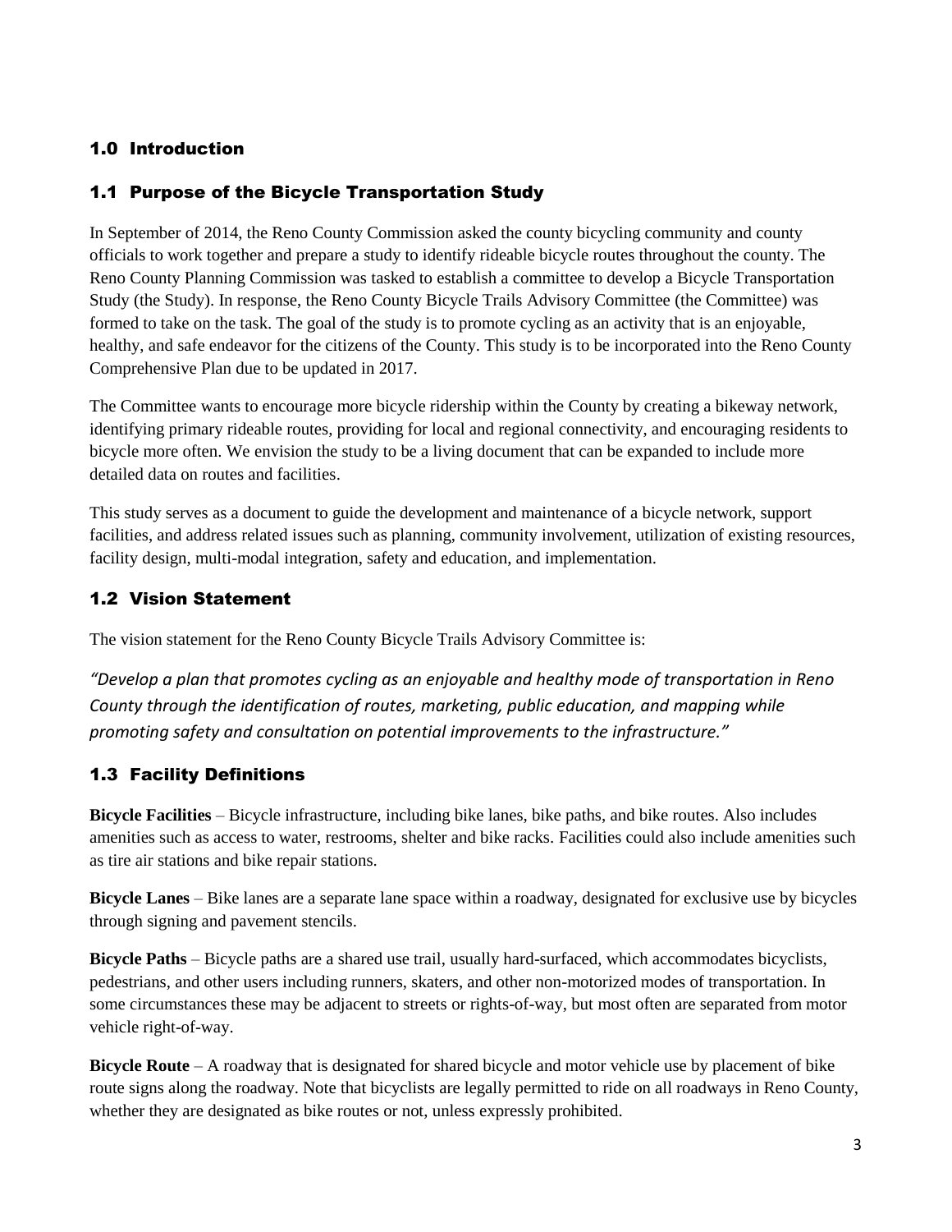# 1.0 Introduction

## 1.1 Purpose of the Bicycle Transportation Study

In September of 2014, the Reno County Commission asked the county bicycling community and county officials to work together and prepare a study to identify rideable bicycle routes throughout the county. The Reno County Planning Commission was tasked to establish a committee to develop a Bicycle Transportation Study (the Study). In response, the Reno County Bicycle Trails Advisory Committee (the Committee) was formed to take on the task. The goal of the study is to promote cycling as an activity that is an enjoyable, healthy, and safe endeavor for the citizens of the County. This study is to be incorporated into the Reno County Comprehensive Plan due to be updated in 2017.

The Committee wants to encourage more bicycle ridership within the County by creating a bikeway network, identifying primary rideable routes, providing for local and regional connectivity, and encouraging residents to bicycle more often. We envision the study to be a living document that can be expanded to include more detailed data on routes and facilities.

This study serves as a document to guide the development and maintenance of a bicycle network, support facilities, and address related issues such as planning, community involvement, utilization of existing resources, facility design, multi-modal integration, safety and education, and implementation.

## 1.2 Vision Statement

The vision statement for the Reno County Bicycle Trails Advisory Committee is:

*"Develop a plan that promotes cycling as an enjoyable and healthy mode of transportation in Reno County through the identification of routes, marketing, public education, and mapping while promoting safety and consultation on potential improvements to the infrastructure."*

## 1.3 Facility Definitions

**Bicycle Facilities** – Bicycle infrastructure, including bike lanes, bike paths, and bike routes. Also includes amenities such as access to water, restrooms, shelter and bike racks. Facilities could also include amenities such as tire air stations and bike repair stations.

**Bicycle Lanes** – Bike lanes are a separate lane space within a roadway, designated for exclusive use by bicycles through signing and pavement stencils.

**Bicycle Paths** – Bicycle paths are a shared use trail, usually hard-surfaced, which accommodates bicyclists, pedestrians, and other users including runners, skaters, and other non-motorized modes of transportation. In some circumstances these may be adjacent to streets or rights-of-way, but most often are separated from motor vehicle right-of-way.

**Bicycle Route** – A roadway that is designated for shared bicycle and motor vehicle use by placement of bike route signs along the roadway. Note that bicyclists are legally permitted to ride on all roadways in Reno County, whether they are designated as bike routes or not, unless expressly prohibited.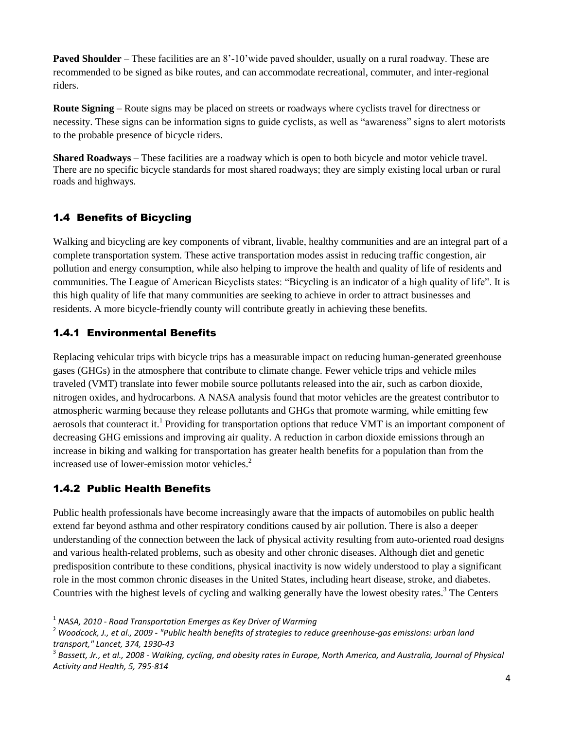**Paved Shoulder** – These facilities are an 8'-10'wide paved shoulder, usually on a rural roadway. These are recommended to be signed as bike routes, and can accommodate recreational, commuter, and inter-regional riders.

**Route Signing** – Route signs may be placed on streets or roadways where cyclists travel for directness or necessity. These signs can be information signs to guide cyclists, as well as "awareness" signs to alert motorists to the probable presence of bicycle riders.

**Shared Roadways** – These facilities are a roadway which is open to both bicycle and motor vehicle travel. There are no specific bicycle standards for most shared roadways; they are simply existing local urban or rural roads and highways.

## 1.4 Benefits of Bicycling

Walking and bicycling are key components of vibrant, livable, healthy communities and are an integral part of a complete transportation system. These active transportation modes assist in reducing traffic congestion, air pollution and energy consumption, while also helping to improve the health and quality of life of residents and communities. The League of American Bicyclists states: "Bicycling is an indicator of a high quality of life". It is this high quality of life that many communities are seeking to achieve in order to attract businesses and residents. A more bicycle-friendly county will contribute greatly in achieving these benefits.

### 1.4.1 Environmental Benefits

Replacing vehicular trips with bicycle trips has a measurable impact on reducing human-generated greenhouse gases (GHGs) in the atmosphere that contribute to climate change. Fewer vehicle trips and vehicle miles traveled (VMT) translate into fewer mobile source pollutants released into the air, such as carbon dioxide, nitrogen oxides, and hydrocarbons. A NASA analysis found that motor vehicles are the greatest contributor to atmospheric warming because they release pollutants and GHGs that promote warming, while emitting few aerosols that counteract it.[1] Providing for transportation options that reduce VMT is an important component of decreasing GHG emissions and improving air quality. A reduction in carbon dioxide emissions through an increase in biking and walking for transportation has greater health benefits for a population than from the increased use of lower-emission motor vehicles.[2]

### 1.4.2 Public Health Benefits

Public health professionals have become increasingly aware that the impacts of automobiles on public health extend far beyond asthma and other respiratory conditions caused by air pollution. There is also a deeper understanding of the connection between the lack of physical activity resulting from auto-oriented road designs and various health-related problems, such as obesity and other chronic diseases. Although diet and genetic predisposition contribute to these conditions, physical inactivity is now widely understood to play a significant role in the most common chronic diseases in the United States, including heart disease, stroke, and diabetes. Countries with the highest levels of cycling and walking generally have the lowest obesity rates.[3] The Centers

---

[1] *NASA, 2010 - Road Transportation Emerges as Key Driver of Warming*

[2] *Woodcock, J., et al., 2009 - "Public health benefits of strategies to reduce greenhouse-gas emissions: urban land transport," Lancet, 374, 1930-43*

[3] *Bassett, Jr., et al., 2008 - Walking, cycling, and obesity rates in Europe, North America, and Australia, Journal of Physical Activity and Health, 5, 795-814*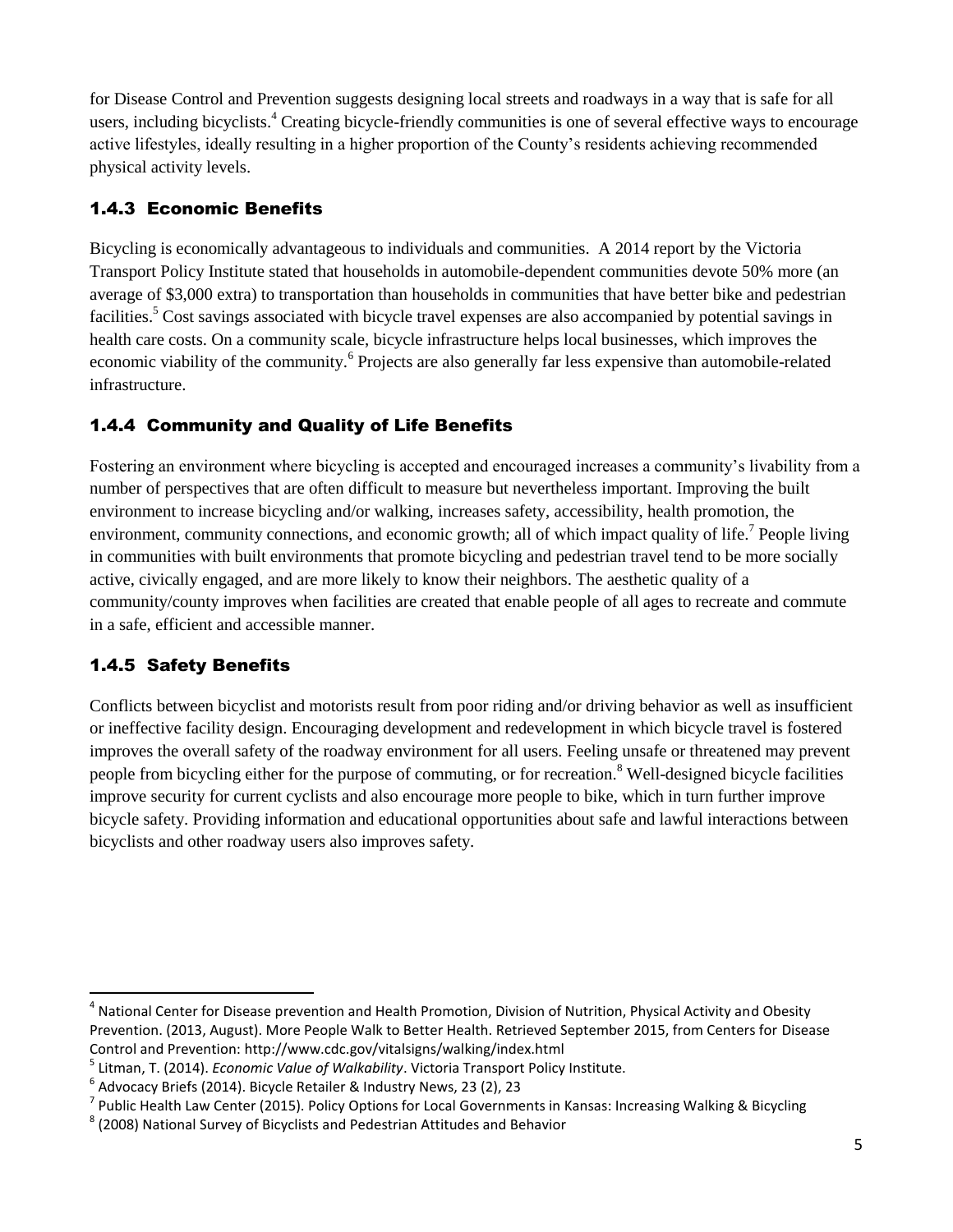for Disease Control and Prevention suggests designing local streets and roadways in a way that is safe for all users, including bicyclists.[4] Creating bicycle-friendly communities is one of several effective ways to encourage active lifestyles, ideally resulting in a higher proportion of the County's residents achieving recommended physical activity levels.

### 1.4.3 Economic Benefits

Bicycling is economically advantageous to individuals and communities. A 2014 report by the Victoria Transport Policy Institute stated that households in automobile-dependent communities devote 50% more (an average of $3,000 extra) to transportation than households in communities that have better bike and pedestrian facilities.[5] Cost savings associated with bicycle travel expenses are also accompanied by potential savings in health care costs. On a community scale, bicycle infrastructure helps local businesses, which improves the economic viability of the community.[6] Projects are also generally far less expensive than automobile-related infrastructure.

### 1.4.4 Community and Quality of Life Benefits

Fostering an environment where bicycling is accepted and encouraged increases a community's livability from a number of perspectives that are often difficult to measure but nevertheless important. Improving the built environment to increase bicycling and/or walking, increases safety, accessibility, health promotion, the environment, community connections, and economic growth; all of which impact quality of life.[7] People living in communities with built environments that promote bicycling and pedestrian travel tend to be more socially active, civically engaged, and are more likely to know their neighbors. The aesthetic quality of a community/county improves when facilities are created that enable people of all ages to recreate and commute in a safe, efficient and accessible manner.

### 1.4.5 Safety Benefits

Conflicts between bicyclist and motorists result from poor riding and/or driving behavior as well as insufficient or ineffective facility design. Encouraging development and redevelopment in which bicycle travel is fostered improves the overall safety of the roadway environment for all users. Feeling unsafe or threatened may prevent people from bicycling either for the purpose of commuting, or for recreation.[8] Well-designed bicycle facilities improve security for current cyclists and also encourage more people to bike, which in turn further improve bicycle safety. Providing information and educational opportunities about safe and lawful interactions between bicyclists and other roadway users also improves safety.

---

[4] National Center for Disease prevention and Health Promotion, Division of Nutrition, Physical Activity and Obesity Prevention. (2013, August). More People Walk to Better Health. Retrieved September 2015, from Centers for Disease Control and Prevention: http://www.cdc.gov/vitalsigns/walking/index.html

[5] Litman, T. (2014). *Economic Value of Walkability*. Victoria Transport Policy Institute.

[6] Advocacy Briefs (2014). Bicycle Retailer & Industry News, 23 (2), 23

[7] Public Health Law Center (2015). Policy Options for Local Governments in Kansas: Increasing Walking & Bicycling

[8] (2008) National Survey of Bicyclists and Pedestrian Attitudes and Behavior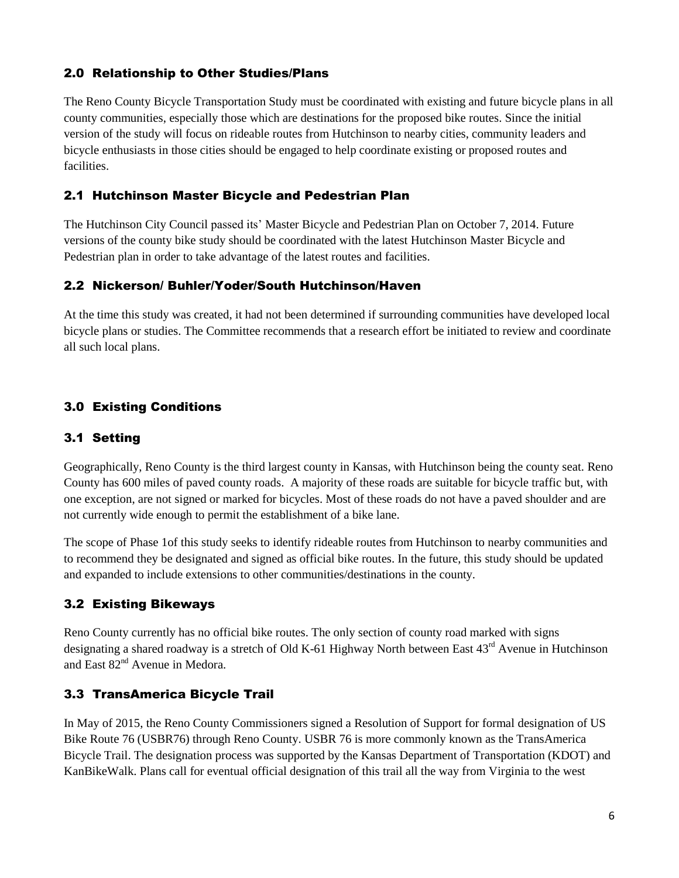## 2.0 Relationship to Other Studies/Plans

The Reno County Bicycle Transportation Study must be coordinated with existing and future bicycle plans in all county communities, especially those which are destinations for the proposed bike routes. Since the initial version of the study will focus on rideable routes from Hutchinson to nearby cities, community leaders and bicycle enthusiasts in those cities should be engaged to help coordinate existing or proposed routes and facilities.

## 2.1 Hutchinson Master Bicycle and Pedestrian Plan

The Hutchinson City Council passed its' Master Bicycle and Pedestrian Plan on October 7, 2014. Future versions of the county bike study should be coordinated with the latest Hutchinson Master Bicycle and Pedestrian plan in order to take advantage of the latest routes and facilities.

## 2.2 Nickerson/ Buhler/Yoder/South Hutchinson/Haven

At the time this study was created, it had not been determined if surrounding communities have developed local bicycle plans or studies. The Committee recommends that a research effort be initiated to review and coordinate all such local plans.

## 3.0 Existing Conditions

## 3.1 Setting

Geographically, Reno County is the third largest county in Kansas, with Hutchinson being the county seat. Reno County has 600 miles of paved county roads. A majority of these roads are suitable for bicycle traffic but, with one exception, are not signed or marked for bicycles. Most of these roads do not have a paved shoulder and are not currently wide enough to permit the establishment of a bike lane.

The scope of Phase 1of this study seeks to identify rideable routes from Hutchinson to nearby communities and to recommend they be designated and signed as official bike routes. In the future, this study should be updated and expanded to include extensions to other communities/destinations in the county.

## 3.2 Existing Bikeways

Reno County currently has no official bike routes. The only section of county road marked with signs designating a shared roadway is a stretch of Old K-61 Highway North between East 43rd Avenue in Hutchinson and East 82nd Avenue in Medora.

## 3.3 TransAmerica Bicycle Trail

In May of 2015, the Reno County Commissioners signed a Resolution of Support for formal designation of US Bike Route 76 (USBR76) through Reno County. USBR 76 is more commonly known as the TransAmerica Bicycle Trail. The designation process was supported by the Kansas Department of Transportation (KDOT) and KanBikeWalk. Plans call for eventual official designation of this trail all the way from Virginia to the west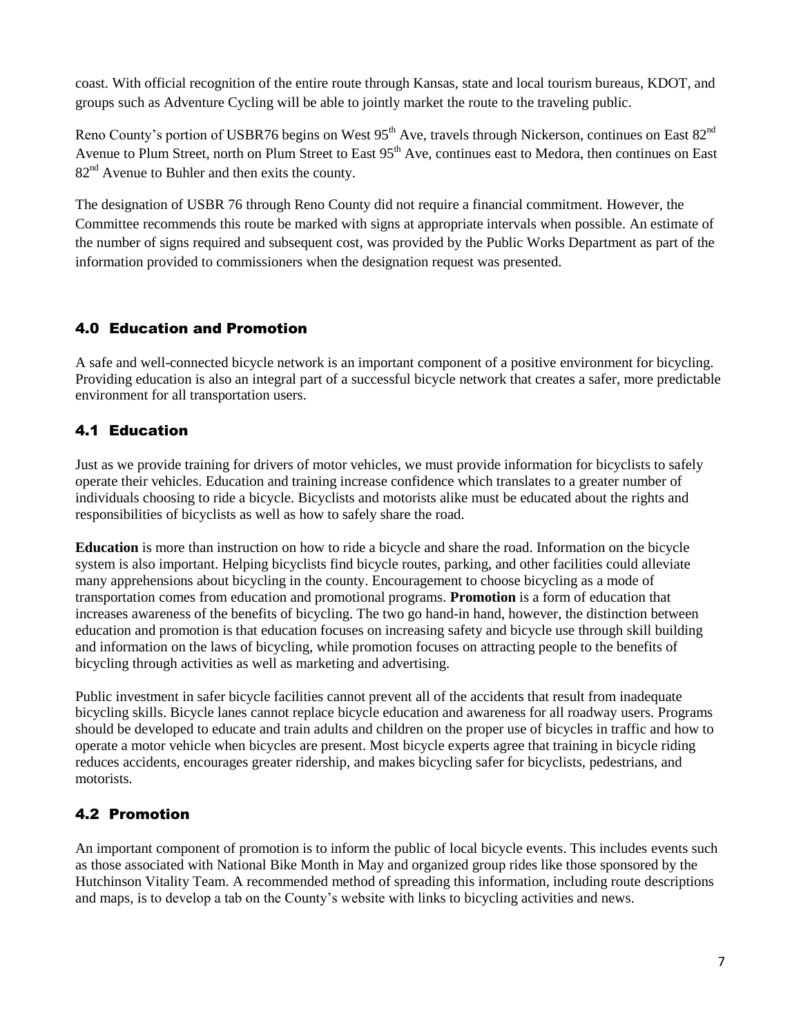coast. With official recognition of the entire route through Kansas, state and local tourism bureaus, KDOT, and groups such as Adventure Cycling will be able to jointly market the route to the traveling public.

Reno County's portion of USBR76 begins on West 95th Ave, travels through Nickerson, continues on East 82nd Avenue to Plum Street, north on Plum Street to East 95th Ave, continues east to Medora, then continues on East 82nd Avenue to Buhler and then exits the county.

The designation of USBR 76 through Reno County did not require a financial commitment. However, the Committee recommends this route be marked with signs at appropriate intervals when possible. An estimate of the number of signs required and subsequent cost, was provided by the Public Works Department as part of the information provided to commissioners when the designation request was presented.

## 4.0 Education and Promotion

A safe and well-connected bicycle network is an important component of a positive environment for bicycling. Providing education is also an integral part of a successful bicycle network that creates a safer, more predictable environment for all transportation users.

## 4.1 Education

Just as we provide training for drivers of motor vehicles, we must provide information for bicyclists to safely operate their vehicles. Education and training increase confidence which translates to a greater number of individuals choosing to ride a bicycle. Bicyclists and motorists alike must be educated about the rights and responsibilities of bicyclists as well as how to safely share the road.

**Education** is more than instruction on how to ride a bicycle and share the road. Information on the bicycle system is also important. Helping bicyclists find bicycle routes, parking, and other facilities could alleviate many apprehensions about bicycling in the county. Encouragement to choose bicycling as a mode of transportation comes from education and promotional programs. **Promotion** is a form of education that increases awareness of the benefits of bicycling. The two go hand-in hand, however, the distinction between education and promotion is that education focuses on increasing safety and bicycle use through skill building and information on the laws of bicycling, while promotion focuses on attracting people to the benefits of bicycling through activities as well as marketing and advertising.

Public investment in safer bicycle facilities cannot prevent all of the accidents that result from inadequate bicycling skills. Bicycle lanes cannot replace bicycle education and awareness for all roadway users. Programs should be developed to educate and train adults and children on the proper use of bicycles in traffic and how to operate a motor vehicle when bicycles are present. Most bicycle experts agree that training in bicycle riding reduces accidents, encourages greater ridership, and makes bicycling safer for bicyclists, pedestrians, and motorists.

## 4.2 Promotion

An important component of promotion is to inform the public of local bicycle events. This includes events such as those associated with National Bike Month in May and organized group rides like those sponsored by the Hutchinson Vitality Team. A recommended method of spreading this information, including route descriptions and maps, is to develop a tab on the County's website with links to bicycling activities and news.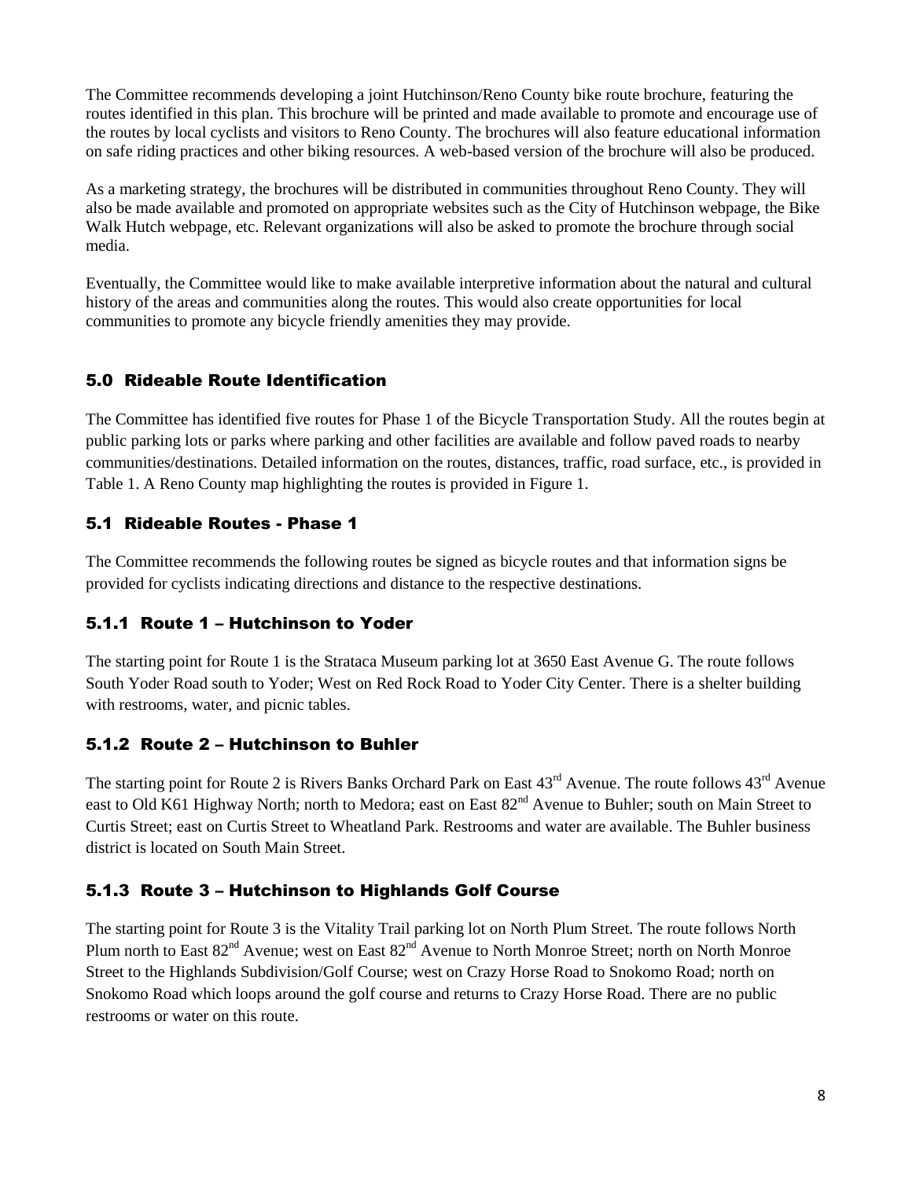The Committee recommends developing a joint Hutchinson/Reno County bike route brochure, featuring the routes identified in this plan. This brochure will be printed and made available to promote and encourage use of the routes by local cyclists and visitors to Reno County. The brochures will also feature educational information on safe riding practices and other biking resources. A web-based version of the brochure will also be produced.

As a marketing strategy, the brochures will be distributed in communities throughout Reno County. They will also be made available and promoted on appropriate websites such as the City of Hutchinson webpage, the Bike Walk Hutch webpage, etc. Relevant organizations will also be asked to promote the brochure through social media.

Eventually, the Committee would like to make available interpretive information about the natural and cultural history of the areas and communities along the routes. This would also create opportunities for local communities to promote any bicycle friendly amenities they may provide.

## 5.0 Rideable Route Identification

The Committee has identified five routes for Phase 1 of the Bicycle Transportation Study. All the routes begin at public parking lots or parks where parking and other facilities are available and follow paved roads to nearby communities/destinations. Detailed information on the routes, distances, traffic, road surface, etc., is provided in Table 1. A Reno County map highlighting the routes is provided in Figure 1.

### 5.1 Rideable Routes - Phase 1

The Committee recommends the following routes be signed as bicycle routes and that information signs be provided for cyclists indicating directions and distance to the respective destinations.

#### 5.1.1 Route 1 – Hutchinson to Yoder

The starting point for Route 1 is the Strataca Museum parking lot at 3650 East Avenue G. The route follows South Yoder Road south to Yoder; West on Red Rock Road to Yoder City Center. There is a shelter building with restrooms, water, and picnic tables.

#### 5.1.2 Route 2 – Hutchinson to Buhler

The starting point for Route 2 is Rivers Banks Orchard Park on East 43rd Avenue. The route follows 43rd Avenue east to Old K61 Highway North; north to Medora; east on East 82nd Avenue to Buhler; south on Main Street to Curtis Street; east on Curtis Street to Wheatland Park. Restrooms and water are available. The Buhler business district is located on South Main Street.

#### 5.1.3 Route 3 – Hutchinson to Highlands Golf Course

The starting point for Route 3 is the Vitality Trail parking lot on North Plum Street. The route follows North Plum north to East 82nd Avenue; west on East 82nd Avenue to North Monroe Street; north on North Monroe Street to the Highlands Subdivision/Golf Course; west on Crazy Horse Road to Snokomo Road; north on Snokomo Road which loops around the golf course and returns to Crazy Horse Road. There are no public restrooms or water on this route.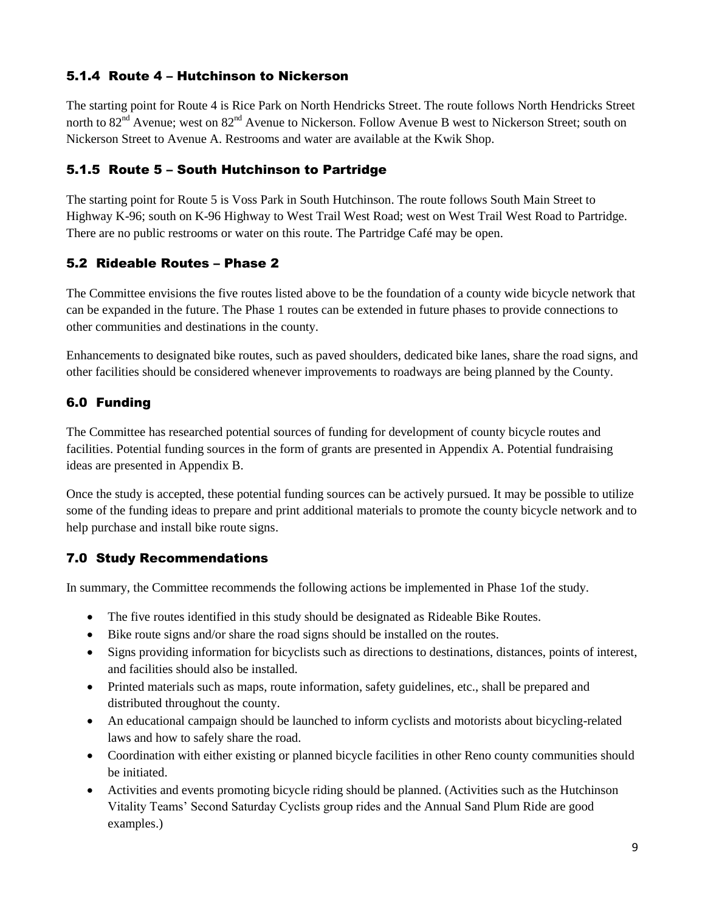### 5.1.4 Route 4 – Hutchinson to Nickerson

The starting point for Route 4 is Rice Park on North Hendricks Street. The route follows North Hendricks Street north to 82nd Avenue; west on 82nd Avenue to Nickerson. Follow Avenue B west to Nickerson Street; south on Nickerson Street to Avenue A. Restrooms and water are available at the Kwik Shop.

### 5.1.5 Route 5 – South Hutchinson to Partridge

The starting point for Route 5 is Voss Park in South Hutchinson. The route follows South Main Street to Highway K-96; south on K-96 Highway to West Trail West Road; west on West Trail West Road to Partridge. There are no public restrooms or water on this route. The Partridge Café may be open.

## 5.2 Rideable Routes – Phase 2

The Committee envisions the five routes listed above to be the foundation of a county wide bicycle network that can be expanded in the future. The Phase 1 routes can be extended in future phases to provide connections to other communities and destinations in the county.

Enhancements to designated bike routes, such as paved shoulders, dedicated bike lanes, share the road signs, and other facilities should be considered whenever improvements to roadways are being planned by the County.

## 6.0 Funding

The Committee has researched potential sources of funding for development of county bicycle routes and facilities. Potential funding sources in the form of grants are presented in Appendix A. Potential fundraising ideas are presented in Appendix B.

Once the study is accepted, these potential funding sources can be actively pursued. It may be possible to utilize some of the funding ideas to prepare and print additional materials to promote the county bicycle network and to help purchase and install bike route signs.

## 7.0 Study Recommendations

In summary, the Committee recommends the following actions be implemented in Phase 1of the study.

- The five routes identified in this study should be designated as Rideable Bike Routes.
- Bike route signs and/or share the road signs should be installed on the routes.
- Signs providing information for bicyclists such as directions to destinations, distances, points of interest, and facilities should also be installed.
- Printed materials such as maps, route information, safety guidelines, etc., shall be prepared and distributed throughout the county.
- An educational campaign should be launched to inform cyclists and motorists about bicycling-related laws and how to safely share the road.
- Coordination with either existing or planned bicycle facilities in other Reno county communities should be initiated.
- Activities and events promoting bicycle riding should be planned. (Activities such as the Hutchinson Vitality Teams' Second Saturday Cyclists group rides and the Annual Sand Plum Ride are good examples.)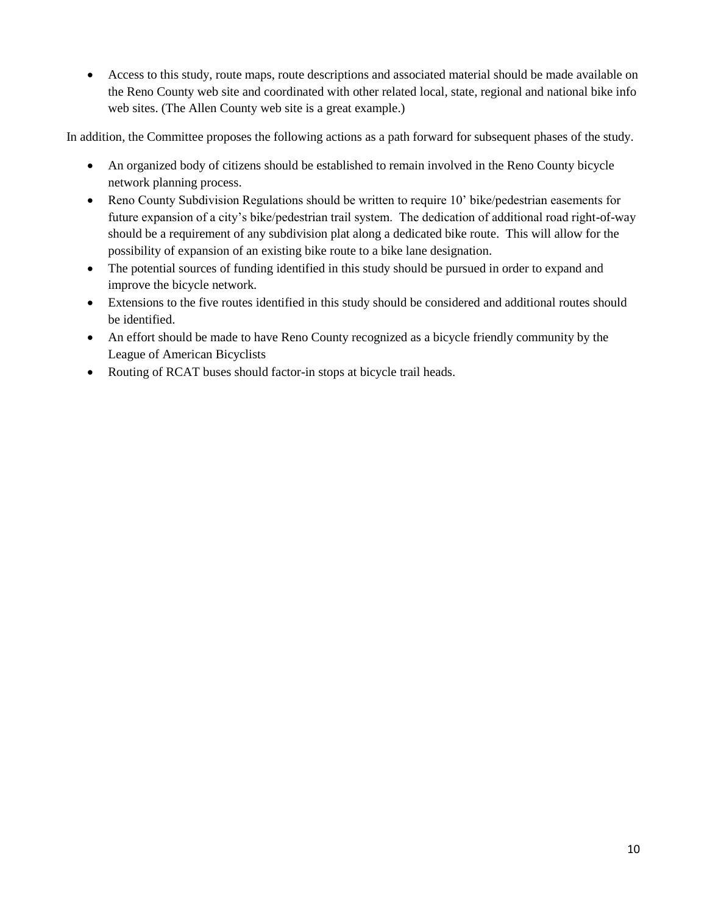- Access to this study, route maps, route descriptions and associated material should be made available on the Reno County web site and coordinated with other related local, state, regional and national bike info web sites. (The Allen County web site is a great example.)

In addition, the Committee proposes the following actions as a path forward for subsequent phases of the study.

- An organized body of citizens should be established to remain involved in the Reno County bicycle network planning process.
- Reno County Subdivision Regulations should be written to require 10' bike/pedestrian easements for future expansion of a city's bike/pedestrian trail system. The dedication of additional road right-of-way should be a requirement of any subdivision plat along a dedicated bike route. This will allow for the possibility of expansion of an existing bike route to a bike lane designation.
- The potential sources of funding identified in this study should be pursued in order to expand and improve the bicycle network.
- Extensions to the five routes identified in this study should be considered and additional routes should be identified.
- An effort should be made to have Reno County recognized as a bicycle friendly community by the League of American Bicyclists
- Routing of RCAT buses should factor-in stops at bicycle trail heads.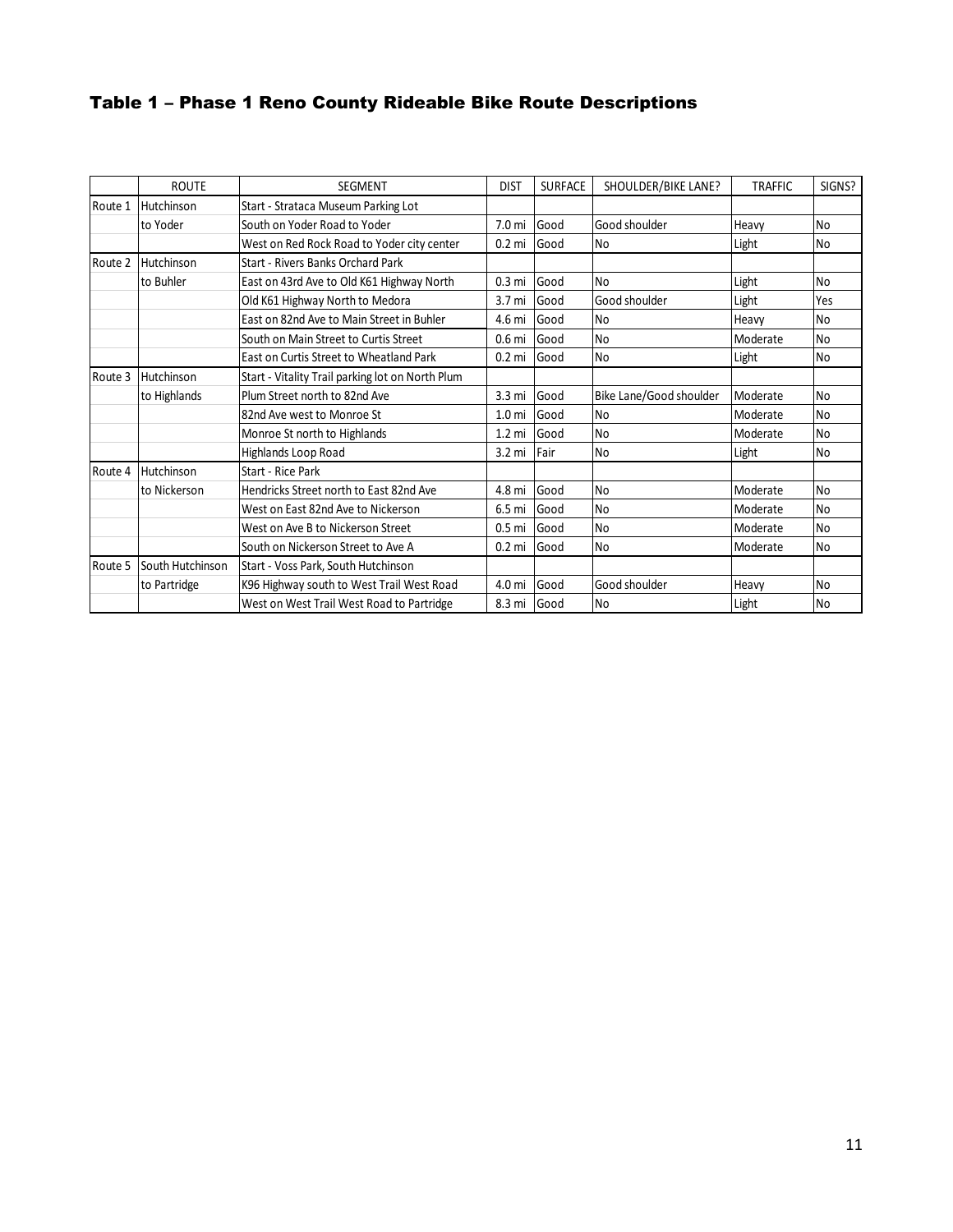### Table 1 – Phase 1 Reno County Rideable Bike Route Descriptions

| | ROUTE | SEGMENT | DIST | SURFACE | SHOULDER/BIKE LANE? | TRAFFIC | SIGNS? |
|---|---|---|---|---|---|---|---|
| Route 1 | Hutchinson | Start - Strataca Museum Parking Lot | | | | | |
| | to Yoder | South on Yoder Road to Yoder | 7.0 mi | Good | Good shoulder | Heavy | No |
| | | West on Red Rock Road to Yoder city center | 0.2 mi | Good | No | Light | No |
| Route 2 | Hutchinson | Start - Rivers Banks Orchard Park | | | | | |
| | to Buhler | East on 43rd Ave to Old K61 Highway North | 0.3 mi | Good | No | Light | No |
| | | Old K61 Highway North to Medora | 3.7 mi | Good | Good shoulder | Light | Yes |
| | | East on 82nd Ave to Main Street in Buhler | 4.6 mi | Good | No | Heavy | No |
| | | South on Main Street to Curtis Street | 0.6 mi | Good | No | Moderate | No |
| | | East on Curtis Street to Wheatland Park | 0.2 mi | Good | No | Light | No |
| Route 3 | Hutchinson | Start - Vitality Trail parking lot on North Plum | | | | | |
| | to Highlands | Plum Street north to 82nd Ave | 3.3 mi | Good | Bike Lane/Good shoulder | Moderate | No |
| | | 82nd Ave west to Monroe St | 1.0 mi | Good | No | Moderate | No |
| | | Monroe St north to Highlands | 1.2 mi | Good | No | Moderate | No |
| | | Highlands Loop Road | 3.2 mi | Fair | No | Light | No |
| Route 4 | Hutchinson | Start - Rice Park | | | | | |
| | to Nickerson | Hendricks Street north to East 82nd Ave | 4.8 mi | Good | No | Moderate | No |
| | | West on East 82nd Ave to Nickerson | 6.5 mi | Good | No | Moderate | No |
| | | West on Ave B to Nickerson Street | 0.5 mi | Good | No | Moderate | No |
| | | South on Nickerson Street to Ave A | 0.2 mi | Good | No | Moderate | No |
| Route 5 | South Hutchinson | Start - Voss Park, South Hutchinson | | | | | |
| | to Partridge | K96 Highway south to West Trail West Road | 4.0 mi | Good | Good shoulder | Heavy | No |
| | | West on West Trail West Road to Partridge | 8.3 mi | Good | No | Light | No |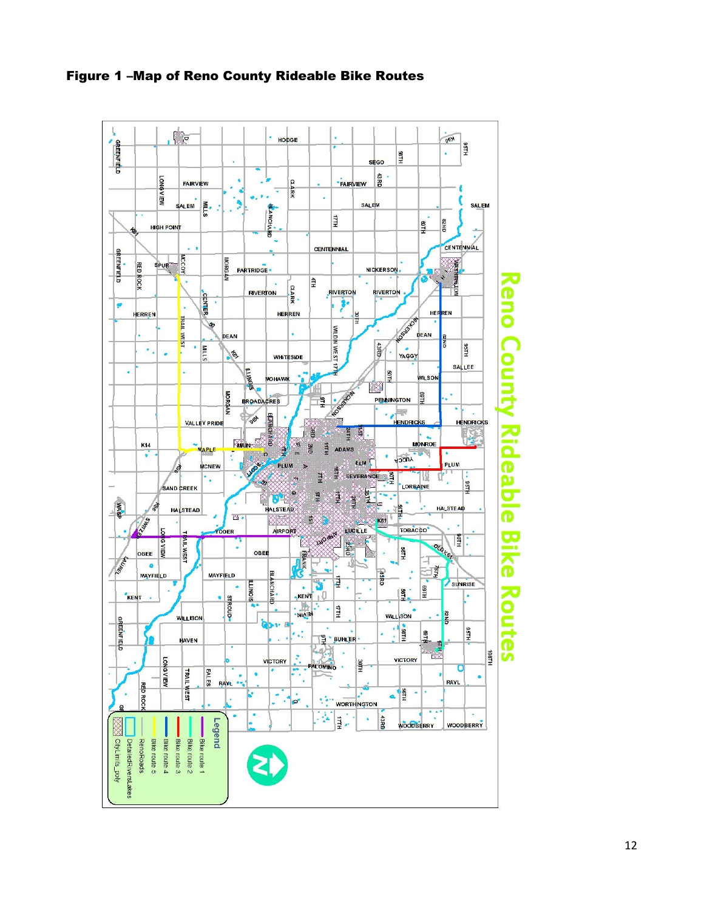**Figure 1 –Map of Reno County Rideable Bike Routes**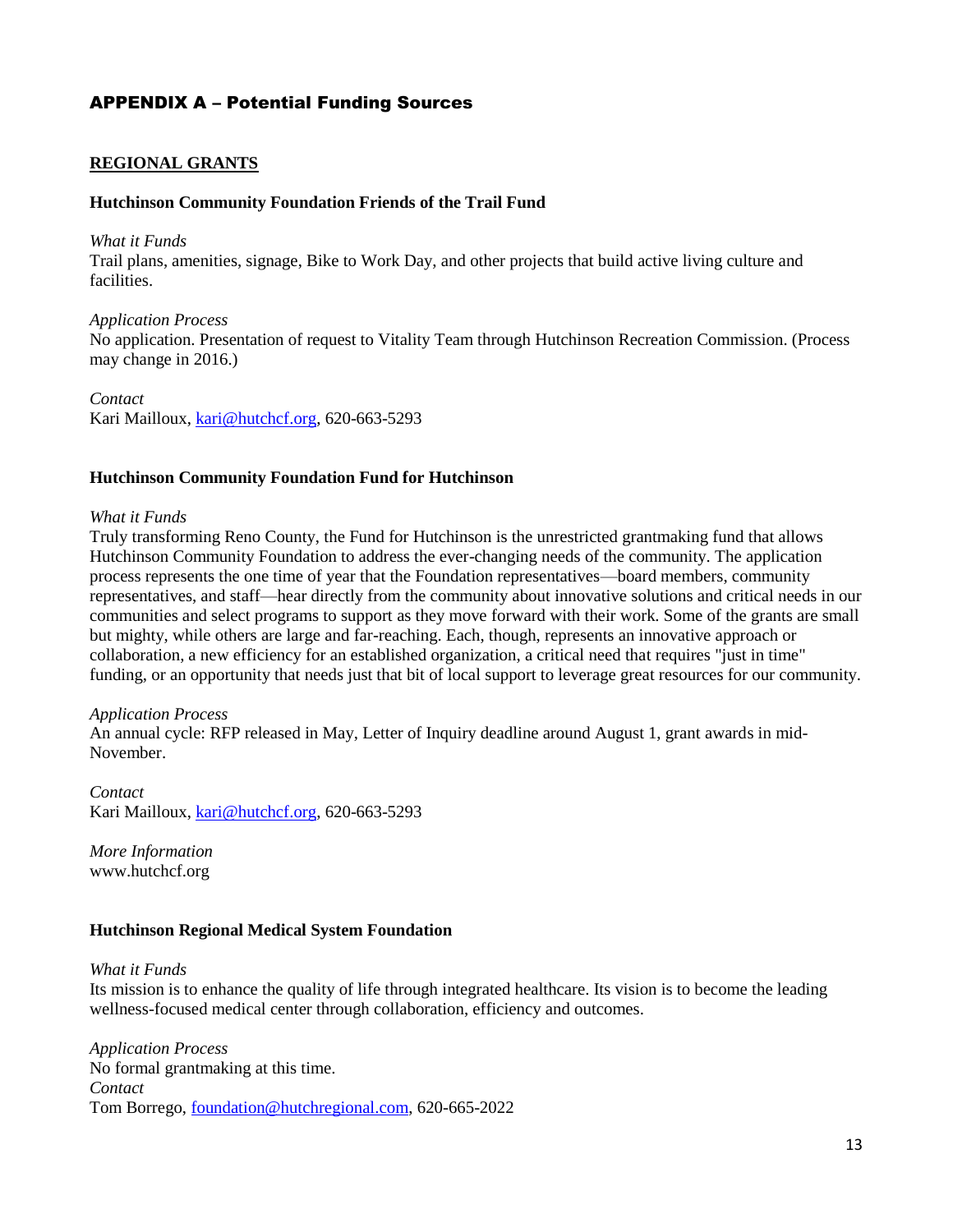## APPENDIX A – Potential Funding Sources

### REGIONAL GRANTS

**Hutchinson Community Foundation Friends of the Trail Fund**

*What it Funds*
Trail plans, amenities, signage, Bike to Work Day, and other projects that build active living culture and facilities.

*Application Process*
No application. Presentation of request to Vitality Team through Hutchinson Recreation Commission. (Process may change in 2016.)

*Contact*
Kari Mailloux, kari@hutchcf.org, 620-663-5293

**Hutchinson Community Foundation Fund for Hutchinson**

*What it Funds*
Truly transforming Reno County, the Fund for Hutchinson is the unrestricted grantmaking fund that allows Hutchinson Community Foundation to address the ever-changing needs of the community. The application process represents the one time of year that the Foundation representatives—board members, community representatives, and staff—hear directly from the community about innovative solutions and critical needs in our communities and select programs to support as they move forward with their work. Some of the grants are small but mighty, while others are large and far-reaching. Each, though, represents an innovative approach or collaboration, a new efficiency for an established organization, a critical need that requires "just in time" funding, or an opportunity that needs just that bit of local support to leverage great resources for our community.

*Application Process*
An annual cycle: RFP released in May, Letter of Inquiry deadline around August 1, grant awards in mid-November.

*Contact*
Kari Mailloux, kari@hutchcf.org, 620-663-5293

*More Information*
www.hutchcf.org

**Hutchinson Regional Medical System Foundation**

*What it Funds*
Its mission is to enhance the quality of life through integrated healthcare. Its vision is to become the leading wellness-focused medical center through collaboration, efficiency and outcomes.

*Application Process*
No formal grantmaking at this time.

*Contact*
Tom Borrego, foundation@hutchregional.com, 620-665-2022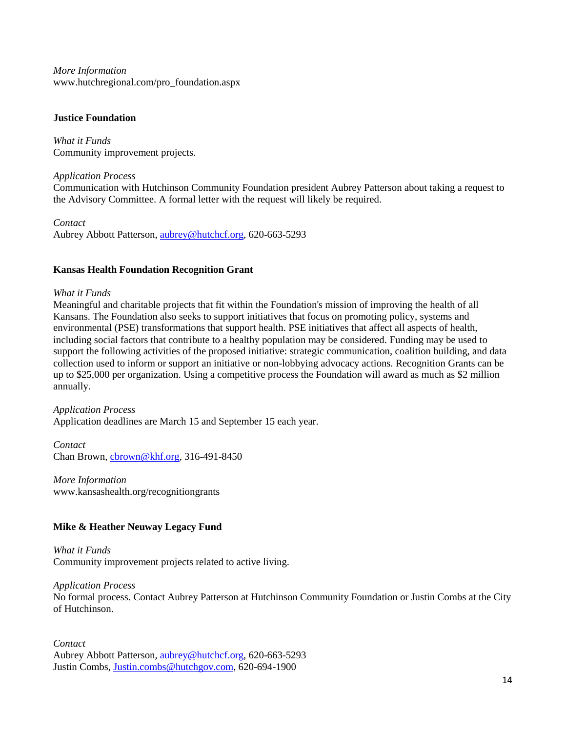*More Information*
www.hutchregional.com/pro_foundation.aspx

**Justice Foundation**

*What it Funds*
Community improvement projects.

*Application Process*
Communication with Hutchinson Community Foundation president Aubrey Patterson about taking a request to the Advisory Committee. A formal letter with the request will likely be required.

*Contact*
Aubrey Abbott Patterson, aubrey@hutchcf.org, 620-663-5293

**Kansas Health Foundation Recognition Grant**

*What it Funds*
Meaningful and charitable projects that fit within the Foundation's mission of improving the health of all Kansans. The Foundation also seeks to support initiatives that focus on promoting policy, systems and environmental (PSE) transformations that support health. PSE initiatives that affect all aspects of health, including social factors that contribute to a healthy population may be considered. Funding may be used to support the following activities of the proposed initiative: strategic communication, coalition building, and data collection used to inform or support an initiative or non-lobbying advocacy actions. Recognition Grants can be up to $25,000 per organization. Using a competitive process the Foundation will award as much as $2 million annually.

*Application Process*
Application deadlines are March 15 and September 15 each year.

*Contact*
Chan Brown, cbrown@khf.org, 316-491-8450

*More Information*
www.kansashealth.org/recognitiongrants

**Mike & Heather Neuway Legacy Fund**

*What it Funds*
Community improvement projects related to active living.

*Application Process*
No formal process. Contact Aubrey Patterson at Hutchinson Community Foundation or Justin Combs at the City of Hutchinson.

*Contact*
Aubrey Abbott Patterson, aubrey@hutchcf.org, 620-663-5293
Justin Combs, Justin.combs@hutchgov.com, 620-694-1900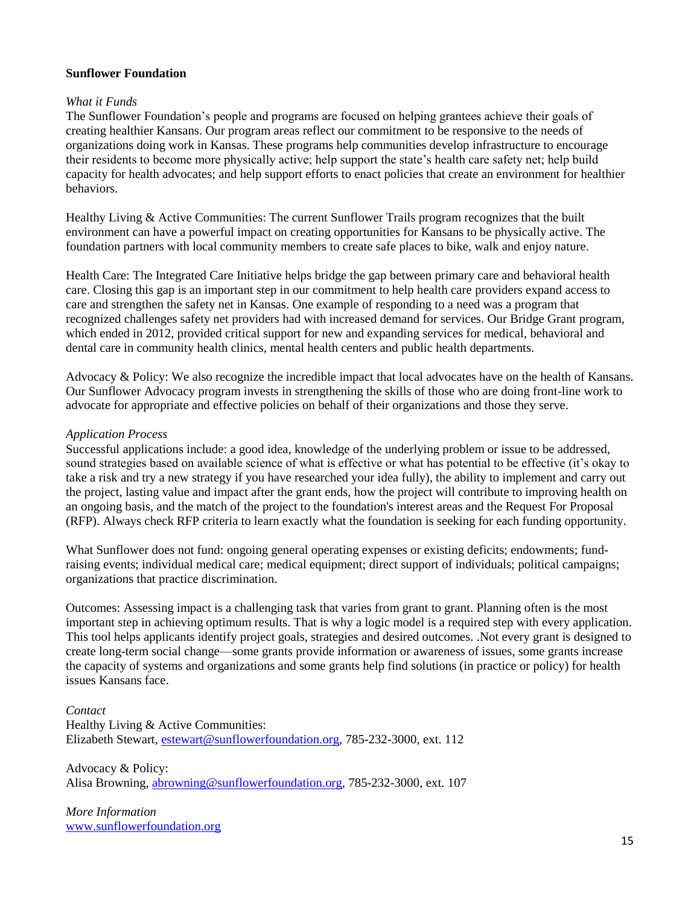**Sunflower Foundation**

*What it Funds*

The Sunflower Foundation's people and programs are focused on helping grantees achieve their goals of creating healthier Kansans. Our program areas reflect our commitment to be responsive to the needs of organizations doing work in Kansas. These programs help communities develop infrastructure to encourage their residents to become more physically active; help support the state's health care safety net; help build capacity for health advocates; and help support efforts to enact policies that create an environment for healthier behaviors.

Healthy Living & Active Communities: The current Sunflower Trails program recognizes that the built environment can have a powerful impact on creating opportunities for Kansans to be physically active. The foundation partners with local community members to create safe places to bike, walk and enjoy nature.

Health Care: The Integrated Care Initiative helps bridge the gap between primary care and behavioral health care. Closing this gap is an important step in our commitment to help health care providers expand access to care and strengthen the safety net in Kansas. One example of responding to a need was a program that recognized challenges safety net providers had with increased demand for services. Our Bridge Grant program, which ended in 2012, provided critical support for new and expanding services for medical, behavioral and dental care in community health clinics, mental health centers and public health departments.

Advocacy & Policy: We also recognize the incredible impact that local advocates have on the health of Kansans. Our Sunflower Advocacy program invests in strengthening the skills of those who are doing front-line work to advocate for appropriate and effective policies on behalf of their organizations and those they serve.

*Application Process*

Successful applications include: a good idea, knowledge of the underlying problem or issue to be addressed, sound strategies based on available science of what is effective or what has potential to be effective (it's okay to take a risk and try a new strategy if you have researched your idea fully), the ability to implement and carry out the project, lasting value and impact after the grant ends, how the project will contribute to improving health on an ongoing basis, and the match of the project to the foundation's interest areas and the Request For Proposal (RFP). Always check RFP criteria to learn exactly what the foundation is seeking for each funding opportunity.

What Sunflower does not fund: ongoing general operating expenses or existing deficits; endowments; fund-raising events; individual medical care; medical equipment; direct support of individuals; political campaigns; organizations that practice discrimination.

Outcomes: Assessing impact is a challenging task that varies from grant to grant. Planning often is the most important step in achieving optimum results. That is why a logic model is a required step with every application. This tool helps applicants identify project goals, strategies and desired outcomes. .Not every grant is designed to create long-term social change—some grants provide information or awareness of issues, some grants increase the capacity of systems and organizations and some grants help find solutions (in practice or policy) for health issues Kansans face.

*Contact*

Healthy Living & Active Communities:
Elizabeth Stewart, estewart@sunflowerfoundation.org, 785-232-3000, ext. 112

Advocacy & Policy:
Alisa Browning, abrowning@sunflowerfoundation.org, 785-232-3000, ext. 107

*More Information*

www.sunflowerfoundation.org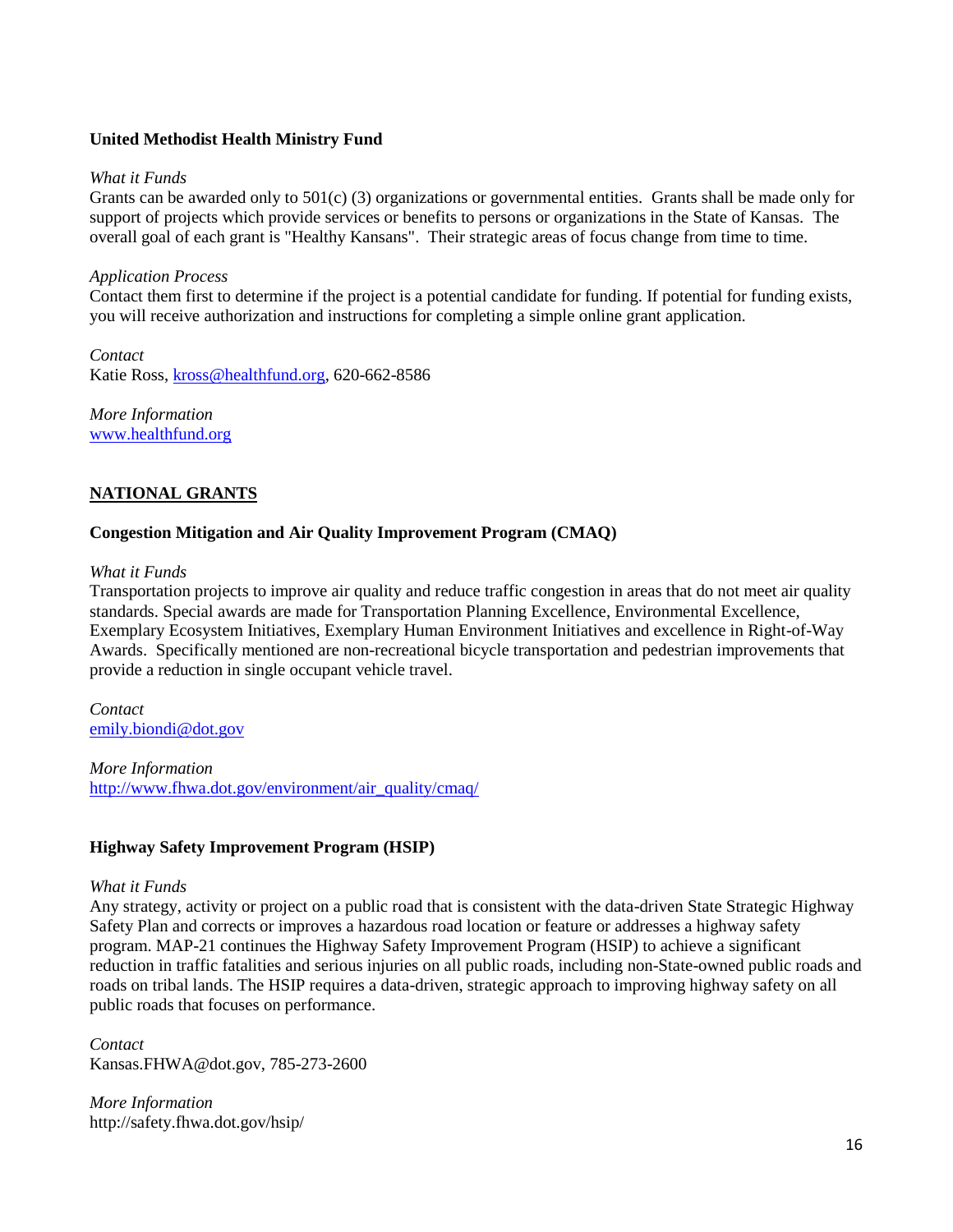### United Methodist Health Ministry Fund

*What it Funds*

Grants can be awarded only to 501(c) (3) organizations or governmental entities. Grants shall be made only for support of projects which provide services or benefits to persons or organizations in the State of Kansas. The overall goal of each grant is "Healthy Kansans". Their strategic areas of focus change from time to time.

*Application Process*

Contact them first to determine if the project is a potential candidate for funding. If potential for funding exists, you will receive authorization and instructions for completing a simple online grant application.

*Contact*

Katie Ross, kross@healthfund.org, 620-662-8586

*More Information*

www.healthfund.org

## NATIONAL GRANTS

### Congestion Mitigation and Air Quality Improvement Program (CMAQ)

*What it Funds*

Transportation projects to improve air quality and reduce traffic congestion in areas that do not meet air quality standards. Special awards are made for Transportation Planning Excellence, Environmental Excellence, Exemplary Ecosystem Initiatives, Exemplary Human Environment Initiatives and excellence in Right-of-Way Awards. Specifically mentioned are non-recreational bicycle transportation and pedestrian improvements that provide a reduction in single occupant vehicle travel.

*Contact*

emily.biondi@dot.gov

*More Information*

http://www.fhwa.dot.gov/environment/air_quality/cmaq/

### Highway Safety Improvement Program (HSIP)

*What it Funds*

Any strategy, activity or project on a public road that is consistent with the data-driven State Strategic Highway Safety Plan and corrects or improves a hazardous road location or feature or addresses a highway safety program. MAP-21 continues the Highway Safety Improvement Program (HSIP) to achieve a significant reduction in traffic fatalities and serious injuries on all public roads, including non-State-owned public roads and roads on tribal lands. The HSIP requires a data-driven, strategic approach to improving highway safety on all public roads that focuses on performance.

*Contact*

Kansas.FHWA@dot.gov, 785-273-2600

*More Information*

http://safety.fhwa.dot.gov/hsip/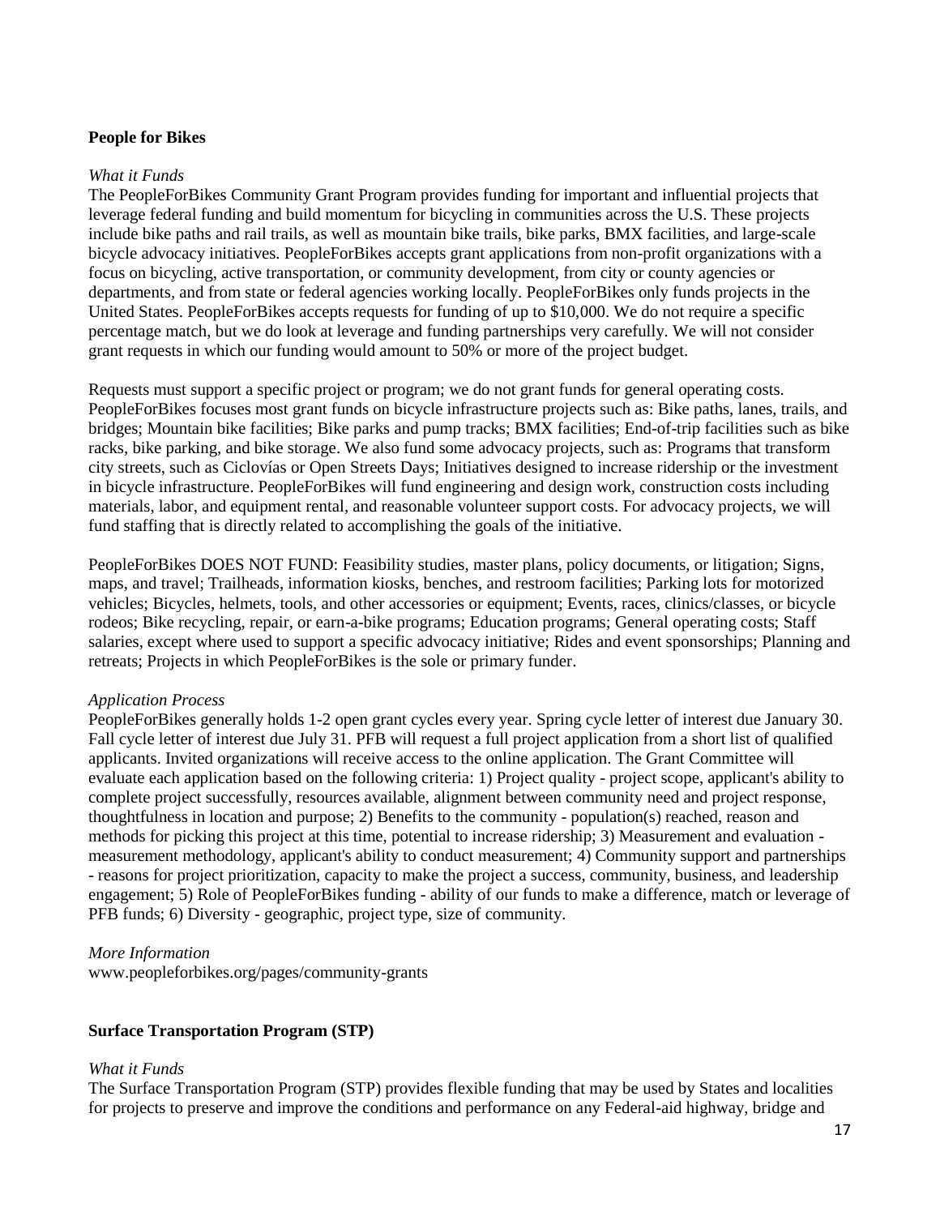**People for Bikes**

*What it Funds*

The PeopleForBikes Community Grant Program provides funding for important and influential projects that leverage federal funding and build momentum for bicycling in communities across the U.S. These projects include bike paths and rail trails, as well as mountain bike trails, bike parks, BMX facilities, and large-scale bicycle advocacy initiatives. PeopleForBikes accepts grant applications from non-profit organizations with a focus on bicycling, active transportation, or community development, from city or county agencies or departments, and from state or federal agencies working locally. PeopleForBikes only funds projects in the United States. PeopleForBikes accepts requests for funding of up to $10,000. We do not require a specific percentage match, but we do look at leverage and funding partnerships very carefully. We will not consider grant requests in which our funding would amount to 50% or more of the project budget.

Requests must support a specific project or program; we do not grant funds for general operating costs. PeopleForBikes focuses most grant funds on bicycle infrastructure projects such as: Bike paths, lanes, trails, and bridges; Mountain bike facilities; Bike parks and pump tracks; BMX facilities; End-of-trip facilities such as bike racks, bike parking, and bike storage. We also fund some advocacy projects, such as: Programs that transform city streets, such as Ciclovías or Open Streets Days; Initiatives designed to increase ridership or the investment in bicycle infrastructure. PeopleForBikes will fund engineering and design work, construction costs including materials, labor, and equipment rental, and reasonable volunteer support costs. For advocacy projects, we will fund staffing that is directly related to accomplishing the goals of the initiative.

PeopleForBikes DOES NOT FUND: Feasibility studies, master plans, policy documents, or litigation; Signs, maps, and travel; Trailheads, information kiosks, benches, and restroom facilities; Parking lots for motorized vehicles; Bicycles, helmets, tools, and other accessories or equipment; Events, races, clinics/classes, or bicycle rodeos; Bike recycling, repair, or earn-a-bike programs; Education programs; General operating costs; Staff salaries, except where used to support a specific advocacy initiative; Rides and event sponsorships; Planning and retreats; Projects in which PeopleForBikes is the sole or primary funder.

*Application Process*

PeopleForBikes generally holds 1-2 open grant cycles every year. Spring cycle letter of interest due January 30. Fall cycle letter of interest due July 31. PFB will request a full project application from a short list of qualified applicants. Invited organizations will receive access to the online application. The Grant Committee will evaluate each application based on the following criteria: 1) Project quality - project scope, applicant's ability to complete project successfully, resources available, alignment between community need and project response, thoughtfulness in location and purpose; 2) Benefits to the community - population(s) reached, reason and methods for picking this project at this time, potential to increase ridership; 3) Measurement and evaluation - measurement methodology, applicant's ability to conduct measurement; 4) Community support and partnerships - reasons for project prioritization, capacity to make the project a success, community, business, and leadership engagement; 5) Role of PeopleForBikes funding - ability of our funds to make a difference, match or leverage of PFB funds; 6) Diversity - geographic, project type, size of community.

*More Information*

www.peopleforbikes.org/pages/community-grants

**Surface Transportation Program (STP)**

*What it Funds*

The Surface Transportation Program (STP) provides flexible funding that may be used by States and localities for projects to preserve and improve the conditions and performance on any Federal-aid highway, bridge and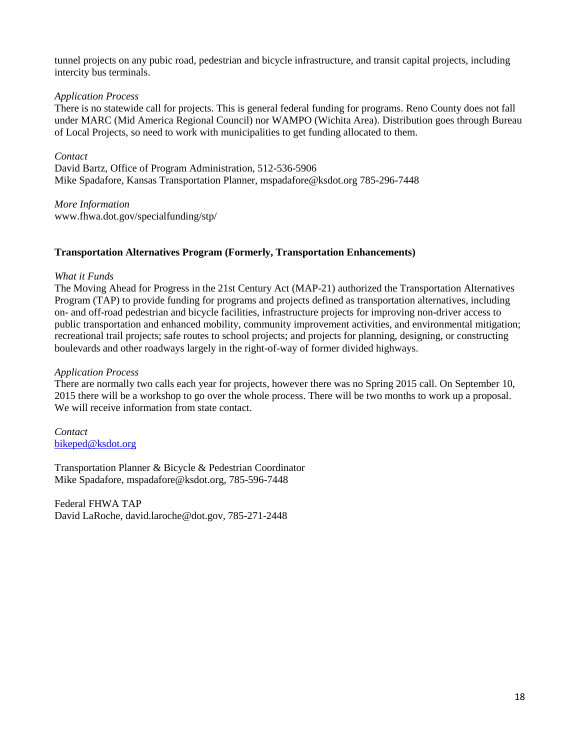tunnel projects on any pubic road, pedestrian and bicycle infrastructure, and transit capital projects, including intercity bus terminals.

*Application Process*
There is no statewide call for projects. This is general federal funding for programs. Reno County does not fall under MARC (Mid America Regional Council) nor WAMPO (Wichita Area). Distribution goes through Bureau of Local Projects, so need to work with municipalities to get funding allocated to them.

*Contact*
David Bartz, Office of Program Administration, 512-536-5906
Mike Spadafore, Kansas Transportation Planner, mspadafore@ksdot.org 785-296-7448

*More Information*
www.fhwa.dot.gov/specialfunding/stp/

**Transportation Alternatives Program (Formerly, Transportation Enhancements)**

*What it Funds*
The Moving Ahead for Progress in the 21st Century Act (MAP-21) authorized the Transportation Alternatives Program (TAP) to provide funding for programs and projects defined as transportation alternatives, including on- and off-road pedestrian and bicycle facilities, infrastructure projects for improving non-driver access to public transportation and enhanced mobility, community improvement activities, and environmental mitigation; recreational trail projects; safe routes to school projects; and projects for planning, designing, or constructing boulevards and other roadways largely in the right-of-way of former divided highways.

*Application Process*
There are normally two calls each year for projects, however there was no Spring 2015 call. On September 10, 2015 there will be a workshop to go over the whole process. There will be two months to work up a proposal. We will receive information from state contact.

*Contact*
bikeped@ksdot.org

Transportation Planner & Bicycle & Pedestrian Coordinator
Mike Spadafore, mspadafore@ksdot.org, 785-596-7448

Federal FHWA TAP
David LaRoche, david.laroche@dot.gov, 785-271-2448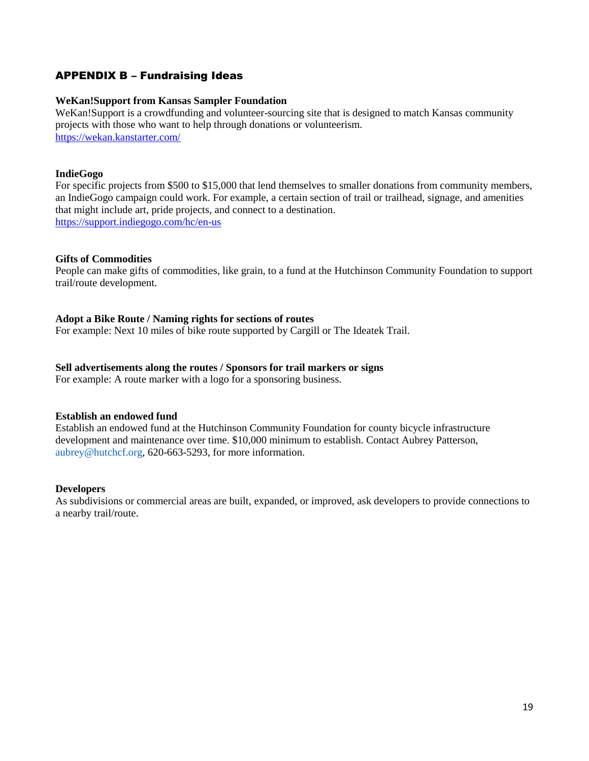## APPENDIX B – Fundraising Ideas

**WeKan!Support from Kansas Sampler Foundation**
WeKan!Support is a crowdfunding and volunteer-sourcing site that is designed to match Kansas community projects with those who want to help through donations or volunteerism.
https://wekan.kanstarter.com/

**IndieGogo**
For specific projects from $500 to $15,000 that lend themselves to smaller donations from community members, an IndieGogo campaign could work. For example, a certain section of trail or trailhead, signage, and amenities that might include art, pride projects, and connect to a destination.
https://support.indiegogo.com/hc/en-us

**Gifts of Commodities**
People can make gifts of commodities, like grain, to a fund at the Hutchinson Community Foundation to support trail/route development.

**Adopt a Bike Route / Naming rights for sections of routes**
For example: Next 10 miles of bike route supported by Cargill or The Ideatek Trail.

**Sell advertisements along the routes / Sponsors for trail markers or signs**
For example: A route marker with a logo for a sponsoring business.

**Establish an endowed fund**
Establish an endowed fund at the Hutchinson Community Foundation for county bicycle infrastructure development and maintenance over time. $10,000 minimum to establish. Contact Aubrey Patterson, aubrey@hutchcf.org, 620-663-5293, for more information.

**Developers**
As subdivisions or commercial areas are built, expanded, or improved, ask developers to provide connections to a nearby trail/route.